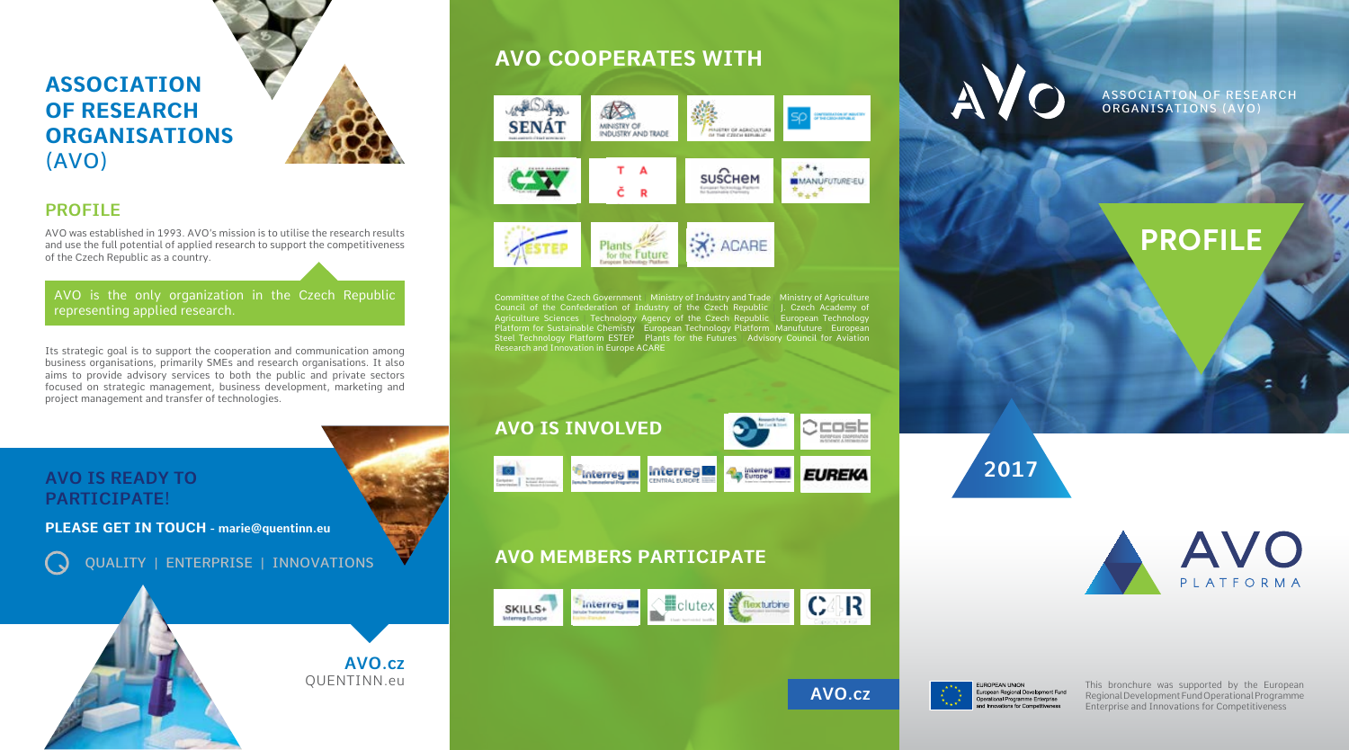# ASSOCIATION OF RESEARCH ORGANISATIONS (AVO)

## PROFILE

AVO was established in 1993. AVO's mission is to utilise the research results and use the full potential of applied research to support the competitiveness of the Czech Republic as a country.

AVO is the only organization in the Czech Republic representing applied research.

Its strategic goal is to support the cooperation and communication among business organisations, primarily SMEs and research organisations. It also aims to provide advisory services to both the public and private sectors focused on strategic management, business development, marketing and project management and transfer of technologies.

## AVO IS READY TO PARTICIPATE!

**PLEASE GET IN TOUCH - marie@quentinn.eu**

QUALITY | ENTERPRISE | INNOVATIONS

**AVO.cz**
QUENTINN.eu

## AVO COOPERATES WITH

Committee of the Czech Government | Ministry of Industry and Trade | Ministry of Agriculture | Council of the Confederation of Industry of the Czech Republic | J. Czech Academy of Agriculture Sciences | Technology Agency of the Czech Republic | European Technology Platform for Sustainable Chemisty | European Technology Platform Manufuture | European Steel Technology Platform ESTEP | Plants for the Futures | Advisory Council for Aviation Research and Innovation in Europe ACARE

## AVO IS INVOLVED

## AVO MEMBERS PARTICIPATE

**AVO.cz**

# AVO

ASSOCIATION OF RESEARCH ORGANISATIONS (AVO)

# PROFILE

2017

AVO PLATFORMA

EUROPEAN UNION
European Regional Development Fund
Operational Programme Enterprise and Innovations for Competitiveness

This bronchure was supported by the European Regional Development Fund Operational Programme Enterprise and Innovations for Competitiveness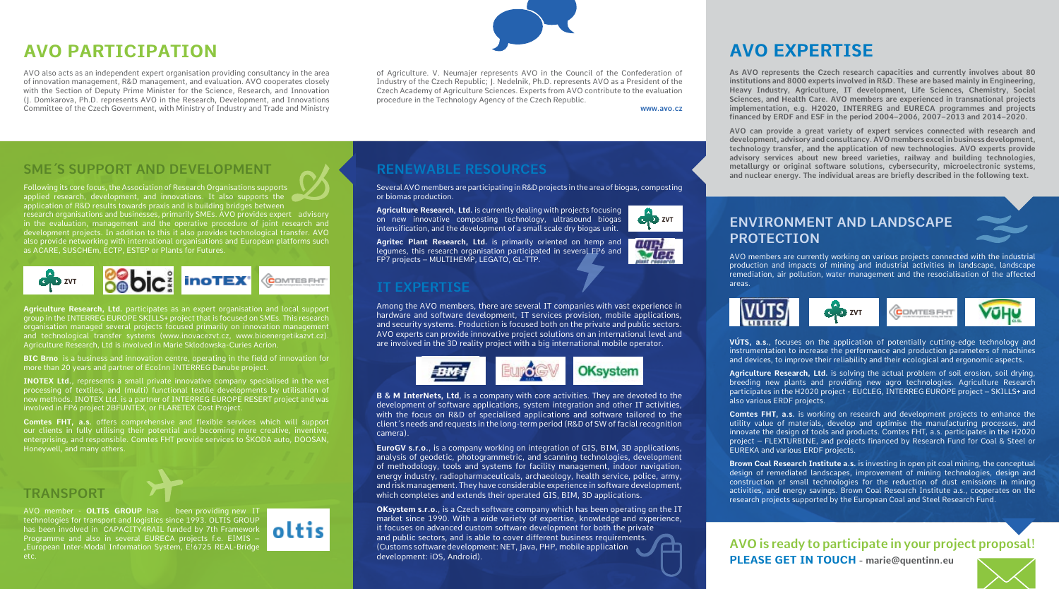# AVO PARTICIPATION

AVO also acts as an independent expert organisation providing consultancy in the area of innovation management, R&D management, and evaluation. AVO cooperates closely with the Section of Deputy Prime Minister for the Science, Research, and Innovation (J. Domkarova, Ph.D. represents AVO in the Research, Development, and Innovations Committee of the Czech Government, with Ministry of Industry and Trade and Ministry of Agriculture. V. Neumajer represents AVO in the Council of the Confederation of Industry of the Czech Republic; J. Nedelnik, Ph.D. represents AVO as a President of the Czech Academy of Agriculture Sciences. Experts from AVO contribute to the evaluation procedure in the Technology Agency of the Czech Republic.

www.avo.cz

## SME´S SUPPORT AND DEVELOPMENT

Following its core focus, the Association of Research Organisations supports applied research, development, and innovations. It also supports the application of R&D results towards praxis and is building bridges between research organisations and businesses, primarily SMEs. AVO provides expert advisory in the evaluation, management and the operative procedure of joint research and development projects. In addition to this it also provides technological transfer. AVO also provide networking with international organisations and European platforms such as ACARE, SUSCHEm, ECTP, ESTEP or Plants for Futures.

**Agriculture Research, Ltd.** participates as an expert organisation and local support group in the INTERREG EUROPE SKILLS+ project that is focused on SMEs. This research organisation managed several projects focused primarily on innovation management and technological transfer systems (www.inovacezvt.cz, www.bioenergetikazvt.cz). Agriculture Research, Ltd is involved in Marie Sklodowska-Curies Acrion.

**BIC Brno** is a business and innovation centre, operating in the field of innovation for more than 20 years and partner of CoInn INTERREG Danube project.

**INOTEX Ltd.**, represents a small private innovative company specialised in the wet processing of textiles, and (multi) functional textile developments by utilisation of new methods. INOTEX Ltd. is a partner of INTERREG EUROPE RESERT project and was involved in FP6 project 2BFUNTEX, or FLARETEX Cost Project.

**Comtes FHT, a.s.** offers comprehensive and flexible services which will support our clients in fully utilising their potential and becoming more creative, inventive, enterprising, and responsible. Comtes FHT provide services to ŠKODA auto, DOOSAN, Honeywell, and many others.

## TRANSPORT

AVO member - **OLTIS GROUP** has been providing new IT technologies for transport and logistics since 1993. OLTIS GROUP has been involved in CAPACITY4RAIL funded by 7th Framework Programme and also in several EURECA projects f.e. EIMIS – „European Inter-Modal Information System, E!6725 REAL-Bridge etc.

## RENEWABLE RESOURCES

Several AVO members are participating in R&D projects in the area of biogas, composting or biomas production.

**Agriculture Research, Ltd.** is currently dealing with projects focusing on new innovative composting technology, ultrasound biogas intensification, and the development of a small scale dry biogas unit.

**Agritec Plant Research, Ltd.** is primarily oriented on hemp and legumes, this research organisation participated in several FP6 and FP7 projects – MULTIHEMP, LEGATO, GL-TTP.

## IT EXPERTISE

Among the AVO members, there are several IT companies with vast experience in hardware and software development, IT services provision, mobile applications, and security systems. Production is focused both on the private and public sectors. AVO experts can provide innovative project solutions on an international level and are involved in the 3D reality project with a big international mobile operator.

**B & M InterNets, Ltd**, is a company with core activities. They are devoted to the development of software applications, system integration and other IT activities, with the focus on R&D of specialised applications and software tailored to the client´s needs and requests in the long-term period (R&D of SW of facial recognition camera).

**EuroGV s.r.o.**, is a company working on integration of GIS, BIM, 3D applications, analysis of geodetic, photogrammetric, and scanning technologies, development of methodology, tools and systems for facility management, indoor navigation, energy industry, radiopharmaceuticals, archaeology, health service, police, army, and risk management. They have considerable experience in software development, which completes and extends their operated GIS, BIM, 3D applications.

**OKsystem s.r.o.**, is a Czech software company which has been operating on the IT market since 1990. With a wide variety of expertise, knowledge and experience, it focuses on advanced custom software development for both the private and public sectors, and is able to cover different business requirements. (Customs software development: NET, Java, PHP, mobile application development: iOS, Android).

# AVO EXPERTISE

**As AVO represents the Czech research capacities and currently involves about 80 institutions and 8000 experts involved in R&D. These are based mainly in Engineering, Heavy Industry, Agriculture, IT development, Life Sciences, Chemistry, Social Sciences, and Health Care. AVO members are experienced in transnational projects implementation, e.g. H2020, INTERREG and EURECA programmes and projects financed by ERDF and ESF in the period 2004–2006, 2007–2013 and 2014–2020.**

**AVO can provide a great variety of expert services connected with research and development, advisory and consultancy. AVO members excel in business development, technology transfer, and the application of new technologies. AVO experts provide advisory services about new breed varieties, railway and building technologies, metallurgy or original software solutions, cybersecurity, microelectronic systems, and nuclear energy. The individual areas are briefly described in the following text.**

## ENVIRONMENT AND LANDSCAPE PROTECTION

AVO members are currently working on various projects connected with the industrial production and impacts of mining and industrial activities in landscape, landscape remediation, air pollution, water management and the resocialisation of the affected areas.

**VÚTS, a.s.**, focuses on the application of potentially cutting-edge technology and instrumentation to increase the performance and production parameters of machines and devices, to improve their reliability and their ecological and ergonomic aspects.

**Agriculture Research, Ltd.** is solving the actual problem of soil erosion, soil drying, breeding new plants and providing new agro technologies. Agriculture Research participates in the H2020 project - EUCLEG, INTERREG EUROPE project – SKILLS+ and also various ERDF projects.

**Comtes FHT, a.s.** is working on research and development projects to enhance the utility value of materials, develop and optimise the manufacturing processes, and innovate the design of tools and products. Comtes FHT, a.s. participates in the H2020 project – FLEXTURBINE, and projects financed by Research Fund for Coal & Steel or EUREKA and various ERDF projects.

**Brown Coal Research Institute a.s.** is investing in open pit coal mining, the conceptual design of remediated landscapes, improvement of mining technologies, design and construction of small technologies for the reduction of dust emissions in mining activities, and energy savings. Brown Coal Research Institute a.s., cooperates on the research projects supported by the European Coal and Steel Research Fund.

**AVO is ready to participate in your project proposal!**

**PLEASE GET IN TOUCH - marie@quentinn.eu**